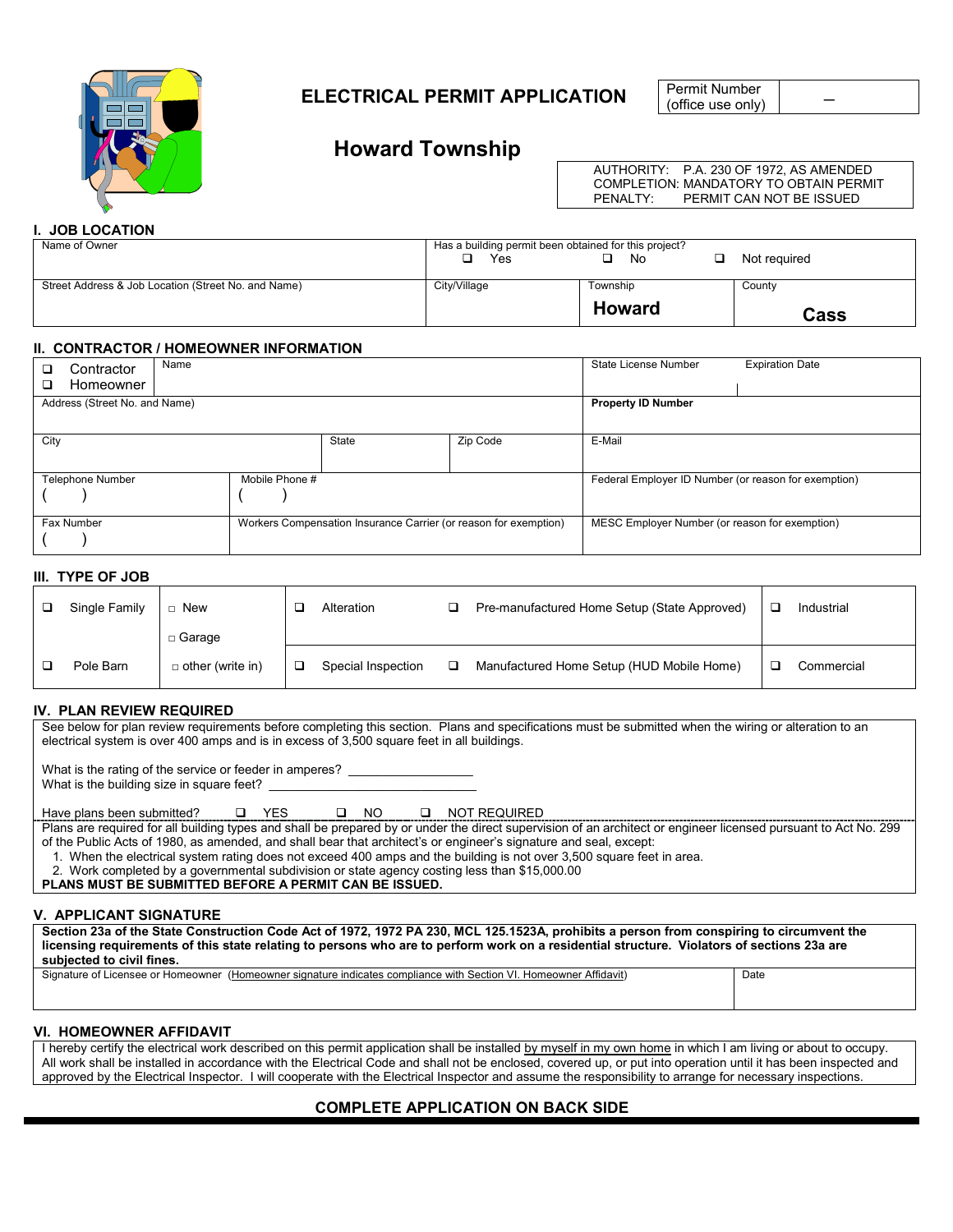# ELECTRICAL PERMIT APPLICATION

## Howard Township

| Permit Number (office use only) | – |
|---|---|

AUTHORITY: P.A. 230 OF 1972, AS AMENDED
COMPLETION: MANDATORY TO OBTAIN PERMIT
PENALTY: PERMIT CAN NOT BE ISSUED

## I. JOB LOCATION

| Name of Owner | Has a building permit been obtained for this project? ❑ Yes ❑ No ❑ Not required | | |
|---|---|---|---|
| Street Address & Job Location (Street No. and Name) | City/Village | Township **Howard** | County **Cass** |

## II. CONTRACTOR / HOMEOWNER INFORMATION

| ❑ Contractor ❑ Homeowner | Name | | State License Number | Expiration Date |
|---|---|---|---|---|
| Address (Street No. and Name) | | | **Property ID Number** | |
| City | State | Zip Code | E-Mail | |
| Telephone Number ( ) | Mobile Phone # ( ) | | Federal Employer ID Number (or reason for exemption) | |
| Fax Number ( ) | Workers Compensation Insurance Carrier (or reason for exemption) | | MESC Employer Number (or reason for exemption) | |

## III. TYPE OF JOB

| ❑ Single Family | □ New □ Garage | ❑ Alteration | ❑ Pre-manufactured Home Setup (State Approved) | ❑ Industrial |
|---|---|---|---|---|
| ❑ Pole Barn | □ other (write in) | ❑ Special Inspection | ❑ Manufactured Home Setup (HUD Mobile Home) | ❑ Commercial |

## IV. PLAN REVIEW REQUIRED

See below for plan review requirements before completing this section. Plans and specifications must be submitted when the wiring or alteration to an electrical system is over 400 amps and is in excess of 3,500 square feet in all buildings.

What is the rating of the service or feeder in amperes? _________________
What is the building size in square feet? ____________________________

Have plans been submitted? ❑ YES ❑ NO ❑ NOT REQUIRED

Plans are required for all building types and shall be prepared by or under the direct supervision of an architect or engineer licensed pursuant to Act No. 299 of the Public Acts of 1980, as amended, and shall bear that architect's or engineer's signature and seal, except:

1. When the electrical system rating does not exceed 400 amps and the building is not over 3,500 square feet in area.
2. Work completed by a governmental subdivision or state agency costing less than $15,000.00

**PLANS MUST BE SUBMITTED BEFORE A PERMIT CAN BE ISSUED.**

## V. APPLICANT SIGNATURE

**Section 23a of the State Construction Code Act of 1972, 1972 PA 230, MCL 125.1523A, prohibits a person from conspiring to circumvent the licensing requirements of this state relating to persons who are to perform work on a residential structure. Violators of sections 23a are subjected to civil fines.**

| Signature of Licensee or Homeowner (Homeowner signature indicates compliance with Section VI. Homeowner Affidavit) | Date |
|---|---|
| | |

## VI. HOMEOWNER AFFIDAVIT

I hereby certify the electrical work described on this permit application shall be installed by myself in my own home in which I am living or about to occupy. All work shall be installed in accordance with the Electrical Code and shall not be enclosed, covered up, or put into operation until it has been inspected and approved by the Electrical Inspector. I will cooperate with the Electrical Inspector and assume the responsibility to arrange for necessary inspections.

**COMPLETE APPLICATION ON BACK SIDE**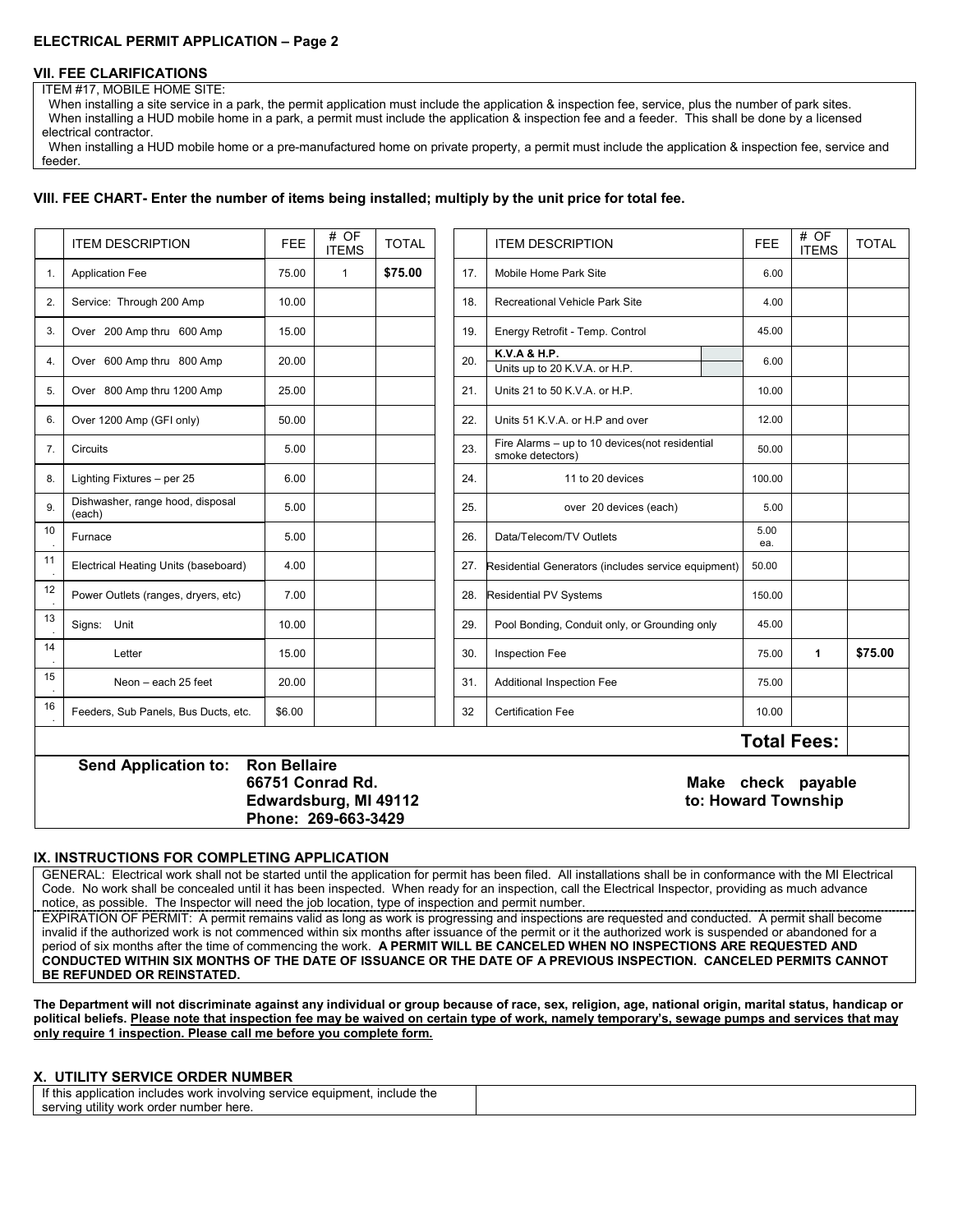## ELECTRICAL PERMIT APPLICATION – Page 2

### VII. FEE CLARIFICATIONS

ITEM #17, MOBILE HOME SITE:

When installing a site service in a park, the permit application must include the application & inspection fee, service, plus the number of park sites.

When installing a HUD mobile home in a park, a permit must include the application & inspection fee and a feeder. This shall be done by a licensed electrical contractor.

When installing a HUD mobile home or a pre-manufactured home on private property, a permit must include the application & inspection fee, service and feeder.

### VIII. FEE CHART- Enter the number of items being installed; multiply by the unit price for total fee.

| | ITEM DESCRIPTION | FEE | # OF ITEMS | TOTAL | | ITEM DESCRIPTION | FEE | # OF ITEMS | TOTAL |
|---|---|---|---|---|---|---|---|---|---|
| 1. | Application Fee | 75.00 | 1 | **$75.00** | 17. | Mobile Home Park Site | 6.00 | | |
| 2. | Service: Through 200 Amp | 10.00 | | | 18. | Recreational Vehicle Park Site | 4.00 | | |
| 3. | Over 200 Amp thru 600 Amp | 15.00 | | | 19. | Energy Retrofit - Temp. Control | 45.00 | | |
| 4. | Over 600 Amp thru 800 Amp | 20.00 | | | 20. | **K.V.A & H.P.** Units up to 20 K.V.A. or H.P. | 6.00 | | |
| 5. | Over 800 Amp thru 1200 Amp | 25.00 | | | 21. | Units 21 to 50 K.V.A. or H.P. | 10.00 | | |
| 6. | Over 1200 Amp (GFI only) | 50.00 | | | 22. | Units 51 K.V.A. or H.P and over | 12.00 | | |
| 7. | Circuits | 5.00 | | | 23. | Fire Alarms – up to 10 devices(not residential smoke detectors) | 50.00 | | |
| 8. | Lighting Fixtures – per 25 | 6.00 | | | 24. | 11 to 20 devices | 100.00 | | |
| 9. | Dishwasher, range hood, disposal (each) | 5.00 | | | 25. | over 20 devices (each) | 5.00 | | |
| 10. | Furnace | 5.00 | | | 26. | Data/Telecom/TV Outlets | 5.00 ea. | | |
| 11. | Electrical Heating Units (baseboard) | 4.00 | | | 27. | Residential Generators (includes service equipment) | 50.00 | | |
| 12. | Power Outlets (ranges, dryers, etc) | 7.00 | | | 28. | Residential PV Systems | 150.00 | | |
| 13. | Signs: Unit | 10.00 | | | 29. | Pool Bonding, Conduit only, or Grounding only | 45.00 | | |
| 14. | Letter | 15.00 | | | 30. | Inspection Fee | 75.00 | **1** | **$75.00** |
| 15. | Neon – each 25 feet | 20.00 | | | 31. | Additional Inspection Fee | 75.00 | | |
| 16. | Feeders, Sub Panels, Bus Ducts, etc. | $6.00 | | | 32 | Certification Fee | 10.00 | | |
| | | | | | | | **Total Fees:** | | |

**Send Application to:** **Ron Bellaire**
**66751 Conrad Rd.**
**Edwardsburg, MI 49112**
**Phone: 269-663-3429**

**Make check payable to: Howard Township**

### IX. INSTRUCTIONS FOR COMPLETING APPLICATION

GENERAL: Electrical work shall not be started until the application for permit has been filed. All installations shall be in conformance with the MI Electrical Code. No work shall be concealed until it has been inspected. When ready for an inspection, call the Electrical Inspector, providing as much advance notice, as possible. The Inspector will need the job location, type of inspection and permit number.

EXPIRATION OF PERMIT: A permit remains valid as long as work is progressing and inspections are requested and conducted. A permit shall become invalid if the authorized work is not commenced within six months after issuance of the permit or it the authorized work is suspended or abandoned for a period of six months after the time of commencing the work. **A PERMIT WILL BE CANCELED WHEN NO INSPECTIONS ARE REQUESTED AND CONDUCTED WITHIN SIX MONTHS OF THE DATE OF ISSUANCE OR THE DATE OF A PREVIOUS INSPECTION. CANCELED PERMITS CANNOT BE REFUNDED OR REINSTATED.**

**The Department will not discriminate against any individual or group because of race, sex, religion, age, national origin, marital status, handicap or political beliefs. <u>Please note that inspection fee may be waived on certain type of work, namely temporary's, sewage pumps and services that may only require 1 inspection. Please call me before you complete form.</u>**

### X. UTILITY SERVICE ORDER NUMBER

| | |
|---|---|
| If this application includes work involving service equipment, include the serving utility work order number here. | |